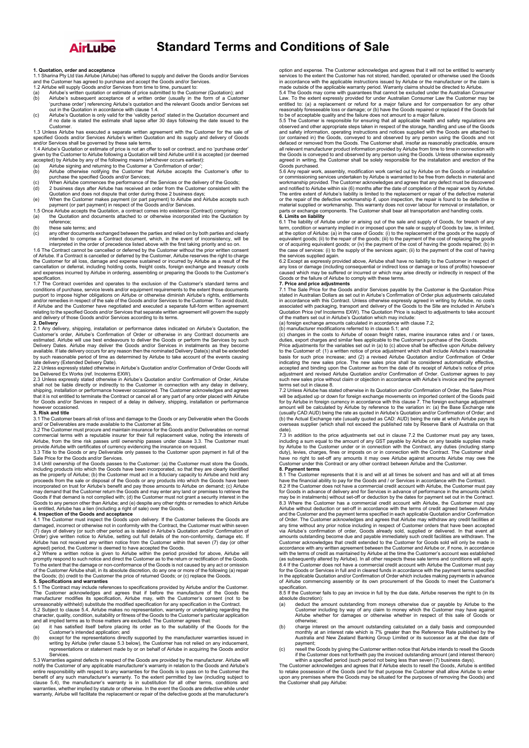AirLube

# Standard Terms and Conditions of Sale

## 1. Quotation, order and acceptance

1.1 Sharina Pty Ltd t/as Airlube (Airlube) has offered to supply and deliver the Goods and/or Services and the Customer has agreed to purchase and accept the Goods and/or Services.

1.2 Airlube will supply Goods and/or Services from time to time, pursuant to:

(a) Airlube's written quotation or estimate of price submitted to the Customer (Quotation); and

(b) Airlube's subsequent acceptance of a written order (usually in the form of a Customer 'purchase order') referencing Airlube's quotation and the relevant Goods and/or Services set out in the Quotation in accordance with clause 1.4.

(c) Airlube's Quotation is only valid for the 'validity period' stated in the Quotation document and if no date is stated the estimate shall lapse after 30 days following the date issued to the Customer.

1.3 Unless Airlube has executed a separate written agreement with the Customer for the sale of specified Goods and/or Services Airlube's written Quotation and its supply and delivery of Goods and/or Services shall be governed by these sale terms.

1.4 Airlube's Quotation or estimate of price is not an offer to sell or contract, and no 'purchase order' given by the Customer to Airlube following a Quotation will bind Airlube until it is accepted (or deemed accepted) by Airlube by any of the following means (whichever occurs earliest):

(a) Airlube signing and returning to the Customer a 'Confirmation of order';

(b) Airlube otherwise notifying the Customer that Airlube accepts the Customer's offer to purchase the specified Goods and/or Services;

(c) When Airlube commences the performance of the Services or the delivery of the Goods;

(d) 2 business days after Airlube has received an order from the Customer consistent with the Quotation and does not dispute that order during those 2 business days;

(e) When the Customer makes payment (or part payment) to Airlube and Airlube accepts such payment (or part payment) in respect of the Goods and/or Services.

1.5 Once Airlube accepts the Quotation, a contract comes into existence (Contract) comprising:

(a) the Quotation and documents attached to or otherwise incorporated into the Quotation by reference;

(b) these sale terms; and

(c) any other documents exchanged between the parties and relied on by both parties and clearly intended to comprise a Contract document, which, in the event of inconsistency, will be interpreted in the order of precedence listed above with the first taking priority and so on.

1.6 The Contract cannot be cancelled or deferred by the Customer without the prior written consent of Airlube. If a Contract is cancelled or deferred by the Customer, Airlube reserves the right to charge the Customer for all loss, damage and expense sustained or incurred by Airlube as a result of the cancellation or deferral, including holding costs, freight costs, foreign exchange and treasury costs and expenses incurred by Airlube in ordering, assembling or preparing the Goods to the Customer's specification.

1.7 The Contract overrides and operates to the exclusion of the Customer's standard terms and conditions of purchase, service levels and/or equipment requirements to the extent those documents purport to impose higher obligations on Airlube or otherwise diminish Airlube's rights, entitlements and/or remedies in respect of the sale of the Goods and/or Services to the Customer. To avoid doubt, if Airlube and the Customer have negotiated and executed a separate full-form written agreement relating to the specified Goods and/or Services that separate written agreement will govern the supply and delivery of those Goods and/or Services according to its terms.

## 2. Delivery

2.1 Any delivery, shipping, installation or performance dates indicated on Airlube's Quotation, the Customer's order, Airlube's Confirmation of Order or otherwise in any Contract documents are estimated. Airlube will use best endeavours to deliver the Goods or perform the Services by such Delivery Dates. Airlube may deliver the Goods and/or Services in instalments as they become available. If late delivery occurs for any reason then the nominated Delivery Date(s) shall be extended by such reasonable period of time as determined by Airlube to take account of the events causing late delivery (Extended Delivery Date).

2.2 Unless expressly stated otherwise in Airlube's Quotation and/or Confirmation of Order Goods will be Delivered Ex Works (ref. Incoterms EXW).

2.3 Unless expressly stated otherwise in Airlube's Quotation and/or Confirmation of Order, Airlube shall not be liable directly or indirectly to the Customer in connection with any delay in delivery, shipping, installation or performance however occasioned. The Customer acknowledges and agrees that it is not entitled to terminate the Contract or cancel all or any part of any order placed with Airlube for Goods and/or Services in respect of a delay in delivery, shipping, installation or performance however occasioned.

## 3. Risk and title

3.1 The Customer bears all risk of loss and damage to the Goods or any Deliverable when the Goods and/ or Deliverables are made available to the Customer at Site.

3.2 The Customer must procure and maintain insurance for the Goods and/or Deliverables on normal commercial terms with a reputable insurer for their full replacement value, noting the interests of Airlube, from the time risk passes until ownership passes under clause 3.3. The Customer must provide Airlube with certificates of currency evidencing the insurance on request.

3.3 Title to the Goods or any Deliverable only passes to the Customer upon payment in full of the Sale Price for the Goods and/or Services.

3.4 Until ownership of the Goods passes to the Customer: (a) the Customer must store the Goods, including products into which the Goods have been incorporated, so that they are clearly identified as the property of Airlube; (b) the Customer must act in a fiduciary capacity to Airlube and hold any proceeds from the sale or disposal of the Goods or any products into which the Goods have been incorporated on trust for Airlube's benefit and pay those amounts to Airlube on demand; (c) Airlube may demand that the Customer return the Goods and may enter any land or premises to retrieve the Goods if that demand is not complied with; (d) the Customer must not grant a security interest in the Goods to any person other than Airlube; and (e) despite any other rights or remedies to which Airlube is entitled, Airlube has a lien (including a right of sale) over the Goods.

## 4. Inspection of the Goods and acceptance

4.1 The Customer must inspect the Goods upon delivery. If the Customer believes the Goods are damaged, incorrect or otherwise not in conformity with the Contract, the Customer must within seven (7) days of delivery (or such other period as is stated in Airlube's Quotation and/or Confirmation of Order) give written notice to Airlube, setting out full details of the non-conformity, damage etc. If Airlube has not received any written notice from the Customer within that seven (7) day (or other agreed) period, the Customer is deemed to have accepted the Goods.

4.2 Where a written notice is given to Airlube within the period provided for above, Airlube will promptly respond to such notice and direct the Customer as to the return or rectification of the Goods. To the extent that the damage or non-conformance of the Goods is not caused by any act or omission of the Customer Airlube shall, in its absolute discretion, do any one or more of the following (a) repair the Goods; (b) credit to the Customer the price of returned Goods; or (c) replace the Goods.

## 5. Specifications and warranties

5.1 The Contract may include references to specifications provided by Airlube and/or the Customer. The Customer acknowledges and agrees that if before the manufacture of the Goods the manufacturer modifies its specification, Airlube may, with the Customer's consent (not to be unreasonably withheld) substitute the modified specification for any specification in the Contract.

5.2 Subject to clause 5.4, Airlube makes no representation, warranty or undertaking regarding the character, quality, condition, suitability or fitness of the Goods to the Customer's particular application and all implied terms as to those matters are excluded. The Customer agrees that:

(a) it has satisfied itself before placing its order as to the suitability of the Goods for the Customer's intended application; and

(b) except for the representations directly supported by the manufacturer warranties issued in writing by Airlube (refer clause 5.3 below), the Customer has not relied on any inducement, representations or statement made by or on behalf of Airlube in acquiring the Goods and/or Services.

5.3 Warranties against defects in respect of the Goods are provided by the manufacturer. Airlube will notify the Customer of any applicable manufacturer's warranty in relation to the Goods and Airlube's entire responsibility with respect to any warranties for the Goods is to pass on to the Customer the benefit of any such manufacturer's warranty. To the extent permitted by law (including subject to clause 5.4), the manufacturer's warranty is in substitution for all other terms, conditions and warranties, whether implied by statute or otherwise. In the event the Goods are defective while under warranty, Airlube will facilitate the replacement or repair of the defective goods at the manufacturer's option and expense. The Customer acknowledges and agrees that it will not be entitled to warranty services to the extent the Customer has not stored, handled, operated or otherwise used the Goods in accordance with the applicable instructions issued by Airlube or the manufacturer or the claim is made outside of the applicable warranty period. Warranty claims should be directed to Airlube.

5.4 The Goods may come with guarantees that cannot be excluded under the Australian Consumer Law. To the extent expressly provided for under Australian Consumer Law the Customer may be entitled to: (a) a replacement or refund for a major failure and for compensation for any other reasonably foreseeable loss or damage; or (b) have the Goods repaired or replaced if the Goods fail to be of acceptable quality and the failure does not amount to a major failure.

5.5 The Customer is responsible for ensuring that all applicable health and safety regulations are observed and other appropriate steps taken in respect of the storage, handling and use of the Goods and safety information, operating instructions and notices supplied with the Goods are attached to (or contained in) the Goods, conveyed to and observed by any person using the Goods and not defaced or removed from the Goods. The Customer shall, insofar as reasonably practicable, ensure all relevant manufacturer product information provided by Airlube from time to time in connection with the Goods is conveyed to and observed by any person using the Goods. Unless otherwise expressly agreed in writing, the Customer shall be solely responsible for the installation and erection of the Goods purchased.

5.6 Any repair work, assembly, modification work carried out by Airlube on the Goods or installation or commissioning services undertaken by Airlube is warranted to be free from defects in material and workmanship provided. The Customer acknowledges and agrees that any defect must be discovered and notified to Airlube within six (6) months after the date of completion of the repair work by Airlube. The entire extent of Airlube's liability is limited to the replacement or repair of the defective material or the repair of the defective workmanship if, upon inspection, the repair is found to be defective in material supplied or workmanship. This warranty does not cover labour for removal or installation, or parts or exchange components. The Customer shall bear all transportation and handling costs.

## 6. Limits on liability

6.1 The liability of Airlube under or arising out of the sale and supply of Goods, for breach of any term, condition or warranty implied in or imposed upon the sale or supply of Goods by law, is limited, at the option of Airlube: (a) in the case of Goods: (i) to the replacement of the goods or the supply of equivalent goods; (ii) to the repair of the goods; (iii) to the payment of the cost of replacing the goods or of acquiring equivalent goods; or (iv) the payment of the cost of having the goods repaired; (b) in the case of services: (i) to the supply of the services again; (ii) to the payment of the cost of having the services supplied again.

6.2 Except as expressly provided above, Airlube shall have no liability to the Customer in respect of any loss or damage (including consequential or indirect loss or damage or loss of profits) howsoever caused which may be suffered or incurred or which may arise directly or indirectly in respect of the Goods or the failure of Airlube to comply with these terms.

## 7. Price and price adjustments

7.1 The Sale Price for the Goods and/or Services payable by the Customer is the Quotation Price stated in Australian Dollars as set out in Airlube's Confirmation of Order plus adjustments calculated in accordance with this Contract. Unless otherwise expressly agreed in writing by Airlube, no costs associated with packaging, transport and delivery of the Goods to the Site are included in Airlube's Quotation Price (ref Incoterms EXW). The Quotation Price is subject to adjustments to take account of the matters set out in Airlube's Quotation which may include:

(a) foreign exchange amounts calculated in accordance with clause 7.2;

(b) manufacturer modifications referred to in clause 5.1; and

(c) changes in the costs to Airlube of ocean freight rates, marine insurance rates and / or taxes, duties, export charges and similar fees applicable to the Customer's purchase of the Goods.

Price adjustments for the variables set out in (a) to (c) above shall be effective upon Airlube delivery to the Customer of: (1) a written notice of price adjustment which shall include Airlube's reasonable basis for such price increase; and (2) a revised Airlube Quotation and/or Confirmation of Order indicating the new sales price. The new sales price shall be considered automatically effective, accepted and binding upon the Customer as from the date of its receipt of Airlube's notice of price adjustment and revised Airlube Quotation and/or Confirmation of Order. Customer agrees to pay such new sales price without claim or objection in accordance with Airlube's invoice and the payment terms set out in clause 8.

7.2 Unless Airlube has stated otherwise in its Quotation and/or Confirmation of Order, the Sales Price will be adjusted up or down for foreign exchange movements on imported content of the Goods paid for by Airlube in foreign currency in accordance with this clause 7. The foreign exchange adjustment amount will be calculated by Airlube by reference to the variation in: (a) the Base Exchange rate (usually CAD:AUD) being the rate as quoted in Airlube's Quotation and/or Confirmation of Order; and (b) the Actual Exchange rate (usually quoted as CAD: AUD) being the rate at which Airlube pays its overseas supplier (which shall not exceed the published rate by Reserve Bank of Australia on that date).

7.3 In addition to the price adjustments set out in clause 7.2 the Customer must pay any taxes, including a sum equal to the amount of any GST payable by Airlube on any taxable supplies made by Airlube to the Customer under or in connection with the Contract, any duties (including stamp duty), levies, charges, fines or imposts on or in connection with the Contract. The Customer shall have no right to set-off any amounts it may owe Airlube against amounts Airlube may owe the Customer under this Contract or any other contract between Airlube and the Customer.

## 8. Payment terms

8.1 The Customer represents that it is and will at all times be solvent and has and will at all times have the financial ability to pay for the Goods and / or Services in accordance with the Contract.

8.2 If the Customer does not have a commercial credit account with Airlube, the Customer must pay for Goods in advance of delivery and for Services in advance of performance in the amounts (which may be in instalments) without set-off or deduction by the dates for payment set out in the Contract.

8.3 Where the Customer has a commercial credit account with Airlube, the Customer must pay Airlube without deduction or set-off in accordance with the terms of credit agreed between Airlube and the Customer and the payment terms specified in each applicable Quotation and/or Confirmation of Order. The Customer acknowledges and agrees that Airlube may withdraw any credit facilities at any time without any prior notice including in respect of Customer orders that have been accepted via Airlube's confirmation of order, Goods already sold, supplied or delivered. In that event all amounts outstanding become due and payable immediately such credit facilities are withdrawn. The Customer acknowledges that credit extended to the Customer for Goods sold will only be made in accordance with any written agreement between the Customer and Airlube or, if none, in accordance with the terms of credit as maintained by Airlube at the time the Customer's account was established (as subsequently altered by Airlube). In all other respects these sale terms and conditions will apply.

8.4 If the Customer does not have a commercial credit account with Airlube the Customer must pay for the Goods or Services in full and in cleared funds in accordance with the payment terms specified in the applicable Quotation and/or Confirmation of Order which includes making payments in advance of Airlube commencing assembly or its own procurement of the Goods to meet the Customer's specification.

8.5 If the Customer fails to pay an invoice in full by the due date, Airlube reserves the right to (in its absolute discretion):

(a) deduct the amount outstanding from moneys otherwise due or payable by Airlube to the Customer including by way of any claim to money which the Customer may have against Airlube whether for damages or otherwise whether in respect of this sale of Goods or otherwise;

(b) charge interest on the amount outstanding calculated on a daily basis and compounded monthly at an interest rate which is 7% greater than the Reference Rate published by the Australia and New Zealand Banking Group Limited or its successor as at the due date of payment;

(c) resell the Goods by giving the Customer written notice that Airlube intends to resell the Goods if the Customer does not forthwith pay the invoiced outstanding amount (and interest thereon) within a specified period (such period not being less than seven (7) business days).

The Customer acknowledges and agrees that if Airlube elects to resell the Goods, Airlube is entitled to retake possession of the Goods (and for that purpose the Customer shall allow Airlube to enter upon any premises where the Goods may be situated for the purposes of removing the Goods) and the Customer shall pay Airlube: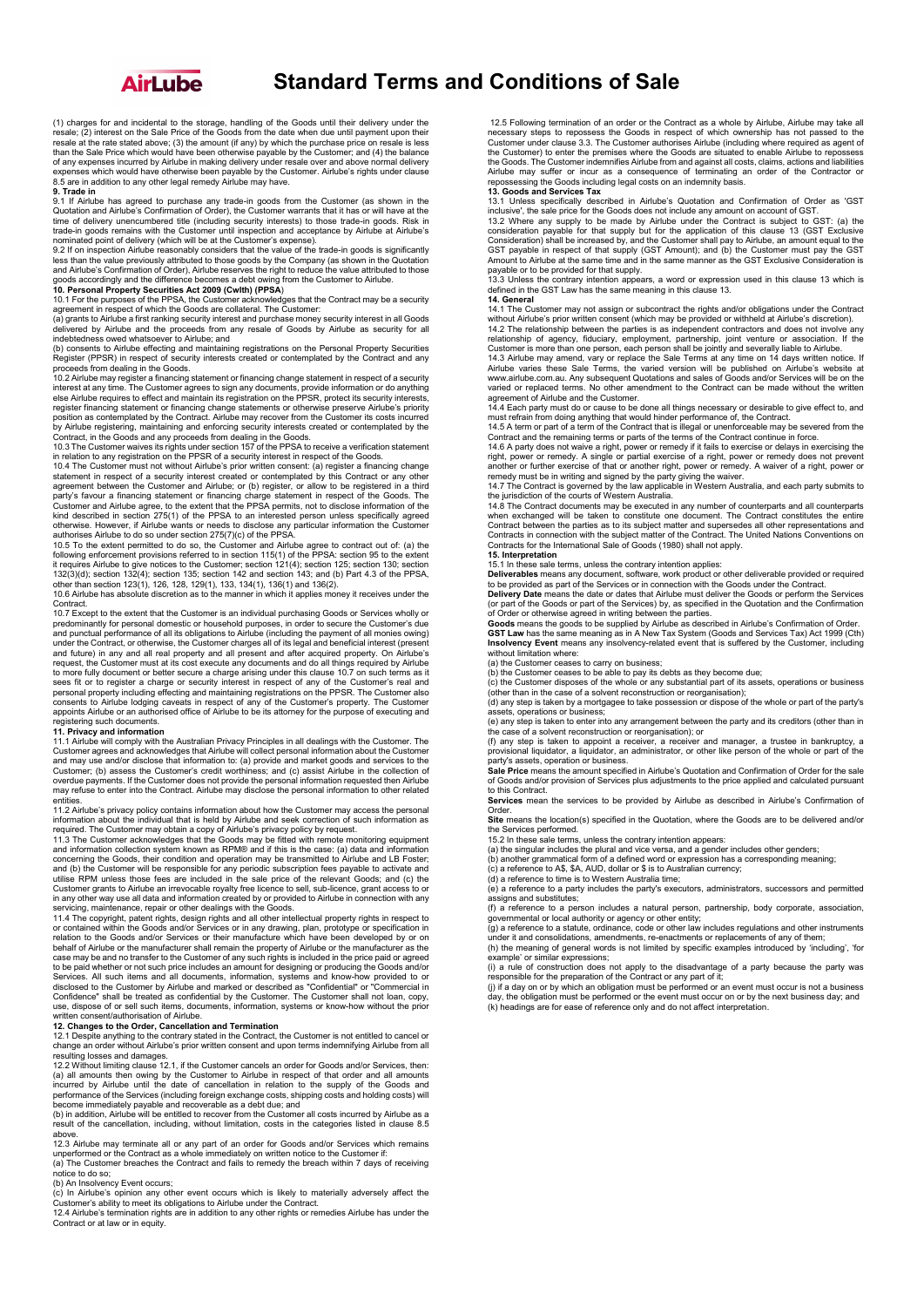# Standard Terms and Conditions of Sale

(1) charges for and incidental to the storage, handling of the Goods until their delivery under the resale; (2) interest on the Sale Price of the Goods from the date when due until payment upon their resale at the rate stated above; (3) the amount (if any) by which the purchase price on resale is less than the Sale Price which would have been otherwise payable by the Customer; and (4) the balance of any expenses incurred by Airlube in making delivery under resale over and above normal delivery expenses which would have otherwise been payable by the Customer. Airlube's rights under clause 8.5 are in addition to any other legal remedy Airlube may have.

**9. Trade in**

9.1 If Airlube has agreed to purchase any trade-in goods from the Customer (as shown in the Quotation and Airlube's Confirmation of Order), the Customer warrants that it has or will have at the time of delivery unencumbered title (including security interests) to those trade-in goods. Risk in trade-in goods remains with the Customer until inspection and acceptance by Airlube at Airlube's nominated point of delivery (which will be at the Customer's expense).

9.2 If on inspection Airlube reasonably considers that the value of the trade-in goods is significantly less than the value previously attributed to those goods by the Company (as shown in the Quotation and Airlube's Confirmation of Order), Airlube reserves the right to reduce the value attributed to those goods accordingly and the difference becomes a debt owing from the Customer to Airlube.

**10. Personal Property Securities Act 2009 (Cwlth) (PPSA)**

10.1 For the purposes of the PPSA, the Customer acknowledges that the Contract may be a security agreement in respect of which the Goods are collateral. The Customer:

(a) grants to Airlube a first ranking security interest and purchase money security interest in all Goods delivered by Airlube and the proceeds from any resale of Goods by Airlube as security for all indebtedness owed whatsoever to Airlube; and

(b) consents to Airlube effecting and maintaining registrations on the Personal Property Securities Register (PPSR) in respect of security interests created or contemplated by the Contract and any proceeds from dealing in the Goods.

10.2 Airlube may register a financing statement or financing change statement in respect of a security interest at any time. The Customer agrees to sign any documents, provide information or do anything else Airlube requires to effect and maintain its registration on the PPSR, protect its security interests, register financing statement or financing change statements or otherwise preserve Airlube's priority position as contemplated by the Contract. Airlube may recover from the Customer its costs incurred by Airlube registering, maintaining and enforcing security interests created or contemplated by the Contract, in the Goods and any proceeds from dealing in the Goods.

10.3 The Customer waives its rights under section 157 of the PPSA to receive a verification statement in relation to any registration on the PPSR of a security interest in respect of the Goods.

10.4 The Customer must not without Airlube's prior written consent: (a) register a financing change statement in respect of a security interest created or contemplated by this Contract or any other agreement between the Customer and Airlube; or (b) register, or allow to be registered in a third party's favour a financing statement or financing change statement in respect of the Goods. The Customer and Airlube agree, to the extent that the PPSA permits, not to disclose information of the kind described in section 275(1) of the PPSA to an interested person unless specifically agreed otherwise. However, if Airlube wants or needs to disclose any particular information the Customer authorises Airlube to do so under section 275(7)(c) of the PPSA.

10.5 To the extent permitted to do so, the Customer and Airlube agree to contract out of: (a) the following enforcement provisions referred to in section 115(1) of the PPSA: section 95 to the extent it requires Airlube to give notices to the Customer; section 121(4); section 125; section 130; section 132(3)(d); section 132(4); section 135; section 142 and section 143; and (b) Part 4.3 of the PPSA, other than section 123(1), 126, 128, 129(1), 133, 134(1), 136(1) and 136(2).

10.6 Airlube has absolute discretion as to the manner in which it applies money it receives under the Contract.

10.7 Except to the extent that the Customer is an individual purchasing Goods or Services wholly or predominantly for personal domestic or household purposes, in order to secure the Customer's due and punctual performance of all its obligations to Airlube (including the payment of all monies owing) under the Contract, or otherwise, the Customer charges all of its legal and beneficial interest (present and future) in any and all real property and all present and after acquired property. On Airlube's request, the Customer must at its cost execute any documents and do all things required by Airlube to more fully document or better secure a charge arising under this clause 10.7 on such terms as it sees fit or to register a charge or security interest in respect of any of the Customer's real and personal property including effecting and maintaining registrations on the PPSR. The Customer also consents to Airlube lodging caveats in respect of any of the Customer's property. The Customer appoints Airlube or an authorised office of Airlube to be its attorney for the purpose of executing and registering such documents.

**11. Privacy and information**

11.1 Airlube will comply with the Australian Privacy Principles in all dealings with the Customer. The Customer agrees and acknowledges that Airlube will collect personal information about the Customer and may use and/or disclose that information to: (a) provide and market goods and services to the Customer; (b) assess the Customer's credit worthiness; and (c) assist Airlube in the collection of overdue payments. If the Customer does not provide the personal information requested then Airlube may refuse to enter into the Contract. Airlube may disclose the personal information to other related entities.

11.2 Airlube's privacy policy contains information about how the Customer may access the personal information about the individual that is held by Airlube and seek correction of such information as required. The Customer may obtain a copy of Airlube's privacy policy by request.

11.3 The Customer acknowledges that the Goods may be fitted with remote monitoring equipment and information collection system known as RPM® and if this is the case: (a) data and information concerning the Goods, their condition and operation may be transmitted to Airlube and LB Foster; and (b) the Customer will be responsible for any periodic subscription fees payable to activate and utilise RPM unless those fees are included in the sale price of the relevant Goods; and (c) the Customer grants to Airlube an irrevocable royalty free licence to sell, sub-licence, grant access to or in any other way use all data and information created by or provided to Airlube in connection with any servicing, maintenance, repair or other dealings with the Goods.

11.4 The copyright, patent rights, design rights and all other intellectual property rights in respect to or contained within the Goods and/or Services or in any drawing, plan, prototype or specification in relation to the Goods and/or Services or their manufacture which have been developed by or on behalf of Airlube or the manufacturer shall remain the property of Airlube or the manufacturer as the case may be and no transfer to the Customer of any such rights is included in the price paid or agreed to be paid whether or not such price includes an amount for designing or producing the Goods and/or Services. All such items and all documents, information, systems and know-how provided to or disclosed to the Customer by Airlube and marked or described as "Confidential" or "Commercial in Confidence" shall be treated as confidential by the Customer. The Customer shall not loan, copy, use, dispose of or sell such items, documents, information, systems or know-how without the prior written consent/authorisation of Airlube.

**12. Changes to the Order, Cancellation and Termination**

12.1 Despite anything to the contrary stated in the Contract, the Customer is not entitled to cancel or change an order without Airlube's prior written consent and upon terms indemnifying Airlube from all resulting losses and damages.

12.2 Without limiting clause 12.1, if the Customer cancels an order for Goods and/or Services, then: (a) all amounts then owing by the Customer to Airlube in respect of that order and all amounts incurred by Airlube until the date of cancellation in relation to the supply of the Goods and performance of the Services (including foreign exchange costs, shipping costs and holding costs) will become immediately payable and recoverable as a debt due; and

(b) in addition, Airlube will be entitled to recover from the Customer all costs incurred by Airlube as a result of the cancellation, including, without limitation, costs in the categories listed in clause 8.5 above.

12.3 Airlube may terminate all or any part of an order for Goods and/or Services which remains unperformed or the Contract as a whole immediately on written notice to the Customer if:

(a) The Customer breaches the Contract and fails to remedy the breach within 7 days of receiving notice to do so;

(b) An Insolvency Event occurs;

(c) In Airlube's opinion any other event occurs which is likely to materially adversely affect the Customer's ability to meet its obligations to Airlube under the Contract.

12.4 Airlube's termination rights are in addition to any other rights or remedies Airlube has under the Contract or at law or in equity.

12.5 Following termination of an order or the Contract as a whole by Airlube, Airlube may take all necessary steps to repossess the Goods in respect of which ownership has not passed to the Customer under clause 3.3. The Customer authorises Airlube (including where required as agent of the Customer) to enter the premises where the Goods are situated to enable Airlube to repossess the Goods. The Customer indemnifies Airlube from and against all costs, claims, actions and liabilities Airlube may suffer or incur as a consequence of terminating an order of the Contractor or repossessing the Goods including legal costs on an indemnity basis.

**13. Goods and Services Tax**

13.1 Unless specifically described in Airlube's Quotation and Confirmation of Order as 'GST inclusive', the sale price for the Goods does not include any amount on account of GST.

13.2 Where any supply to be made by Airlube under the Contract is subject to GST: (a) the consideration payable for that supply but for the application of this clause 13 (GST Exclusive Consideration) shall be increased by, and the Customer shall pay to Airlube, an amount equal to the GST payable in respect of that supply (GST Amount); and (b) the Customer must pay the GST Amount to Airlube at the same time and in the same manner as the GST Exclusive Consideration is payable or to be provided for that supply.

13.3 Unless the contrary intention appears, a word or expression used in this clause 13 which is defined in the GST Law has the same meaning in this clause 13.

**14. General**

14.1 The Customer may not assign or subcontract the rights and/or obligations under the Contract without Airlube's prior written consent (which may be provided or withheld at Airlube's discretion).

14.2 The relationship between the parties is as independent contractors and does not involve any relationship of agency, fiduciary, employment, partnership, joint venture or association. If the Customer is more than one person, each person shall be jointly and severally liable to Airlube.

14.3 Airlube may amend, vary or replace the Sale Terms at any time on 14 days written notice. If Airlube varies these Sale Terms, the varied version will be published on Airlube's website at www.airlube.com.au. Any subsequent Quotations and sales of Goods and/or Services will be on the varied or replaced terms. No other amendment to the Contract can be made without the written agreement of Airlube and the Customer.

14.4 Each party must do or cause to be done all things necessary or desirable to give effect to, and must refrain from doing anything that would hinder performance of, the Contract.

14.5 A term or part of a term of the Contract that is illegal or unenforceable may be severed from the Contract and the remaining terms or parts of the terms of the Contract continue in force.

14.6 A party does not waive a right, power or remedy if it fails to exercise or delays in exercising the right, power or remedy. A single or partial exercise of a right, power or remedy does not prevent another or further exercise of that or another right, power or remedy. A waiver of a right, power or remedy must be in writing and signed by the party giving the waiver.

14.7 The Contract is governed by the law applicable in Western Australia, and each party submits to the jurisdiction of the courts of Western Australia.

14.8 The Contract documents may be executed in any number of counterparts and all counterparts when exchanged will be taken to constitute one document. The Contract constitutes the entire Contract between the parties as to its subject matter and supersedes all other representations and Contracts in connection with the subject matter of the Contract. The United Nations Conventions on Contracts for the International Sale of Goods (1980) shall not apply.

**15. Interpretation**

15.1 In these sale terms, unless the contrary intention applies:

**Deliverables** means any document, software, work product or other deliverable provided or required to be provided as part of the Services or in connection with the Goods under the Contract.

**Delivery Date** means the date or dates that Airlube must deliver the Goods or perform the Services (or part of the Goods or part of the Services) by, as specified in the Quotation and the Confirmation of Order or otherwise agreed in writing between the parties.

**Goods** means the goods to be supplied by Airlube as described in Airlube's Confirmation of Order.

**GST Law** has the same meaning as in A New Tax System (Goods and Services Tax) Act 1999 (Cth)

**Insolvency Event** means any insolvency-related event that is suffered by the Customer, including without limitation where:

(a) the Customer ceases to carry on business;

(b) the Customer ceases to be able to pay its debts as they become due;

(c) the Customer disposes of the whole or any substantial part of its assets, operations or business (other than in the case of a solvent reconstruction or reorganisation);

(d) any step is taken by a mortgagee to take possession or dispose of the whole or part of the party's assets, operations or business;

(e) any step is taken to enter into any arrangement between the party and its creditors (other than in the case of a solvent reconstruction or reorganisation); or

(f) any step is taken to appoint a receiver, a receiver and manager, a trustee in bankruptcy, a provisional liquidator, a liquidator, an administrator, or other like person of the whole or part of the party's assets, operation or business.

**Sale Price** means the amount specified in Airlube's Quotation and Confirmation of Order for the sale of Goods and/or provision of Services plus adjustments to the price applied and calculated pursuant to this Contract.

**Services** mean the services to be provided by Airlube as described in Airlube's Confirmation of Order.

**Site** means the location(s) specified in the Quotation, where the Goods are to be delivered and/or the Services performed.

15.2 In these sale terms, unless the contrary intention appears:

(a) the singular includes the plural and vice versa, and a gender includes other genders;

(b) another grammatical form of a defined word or expression has a corresponding meaning;

(c) a reference to A$, $A, AUD, dollar or $ is to Australian currency;

(d) a reference to time is to Western Australia time;

(e) a reference to a party includes the party's executors, administrators, successors and permitted assigns and substitutes;

(f) a reference to a person includes a natural person, partnership, body corporate, association, governmental or local authority or agency or other entity;

(g) a reference to a statute, ordinance, code or other law includes regulations and other instruments under it and consolidations, amendments, re-enactments or replacements of any of them;

(h) the meaning of general words is not limited by specific examples introduced by 'including', 'for example' or similar expressions;

(i) a rule of construction does not apply to the disadvantage of a party because the party was responsible for the preparation of the Contract or any part of it;

(j) if a day on or by which an obligation must be performed or an event must occur is not a business day, the obligation must be performed or the event must occur on or by the next business day; and

(k) headings are for ease of reference only and do not affect interpretation.